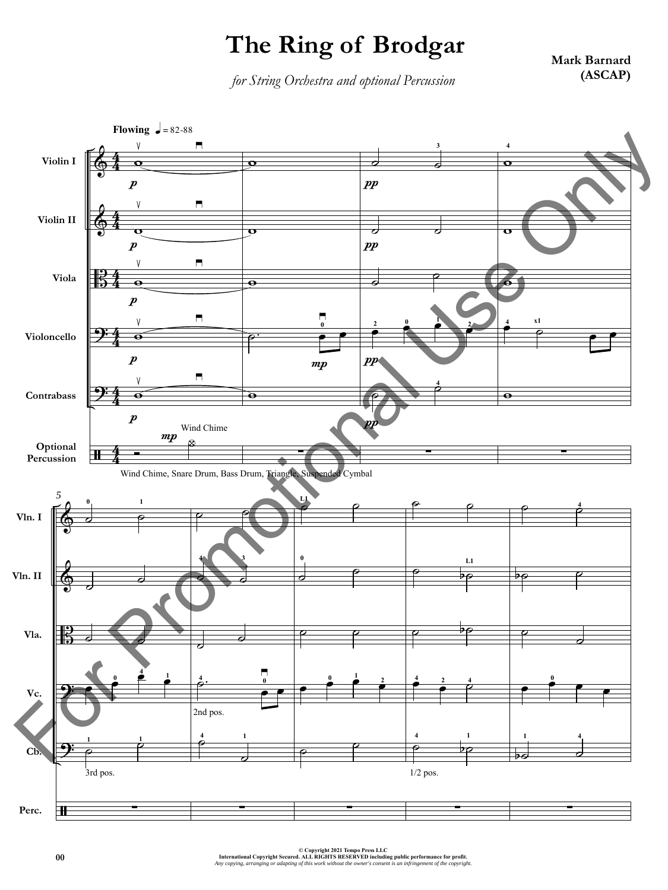# The Ring of Brodgar

*for String Orchestra and optional Percussion*

**Mark Barnard (ASCAP)**

© Copyright 2021 Tempo Press LLC
International Copyright Secured. ALL RIGHTS RESERVED including public performance for profit.
*Any copying, arranging or adapting of this work without the owner's consent is an infringement of the copyright.*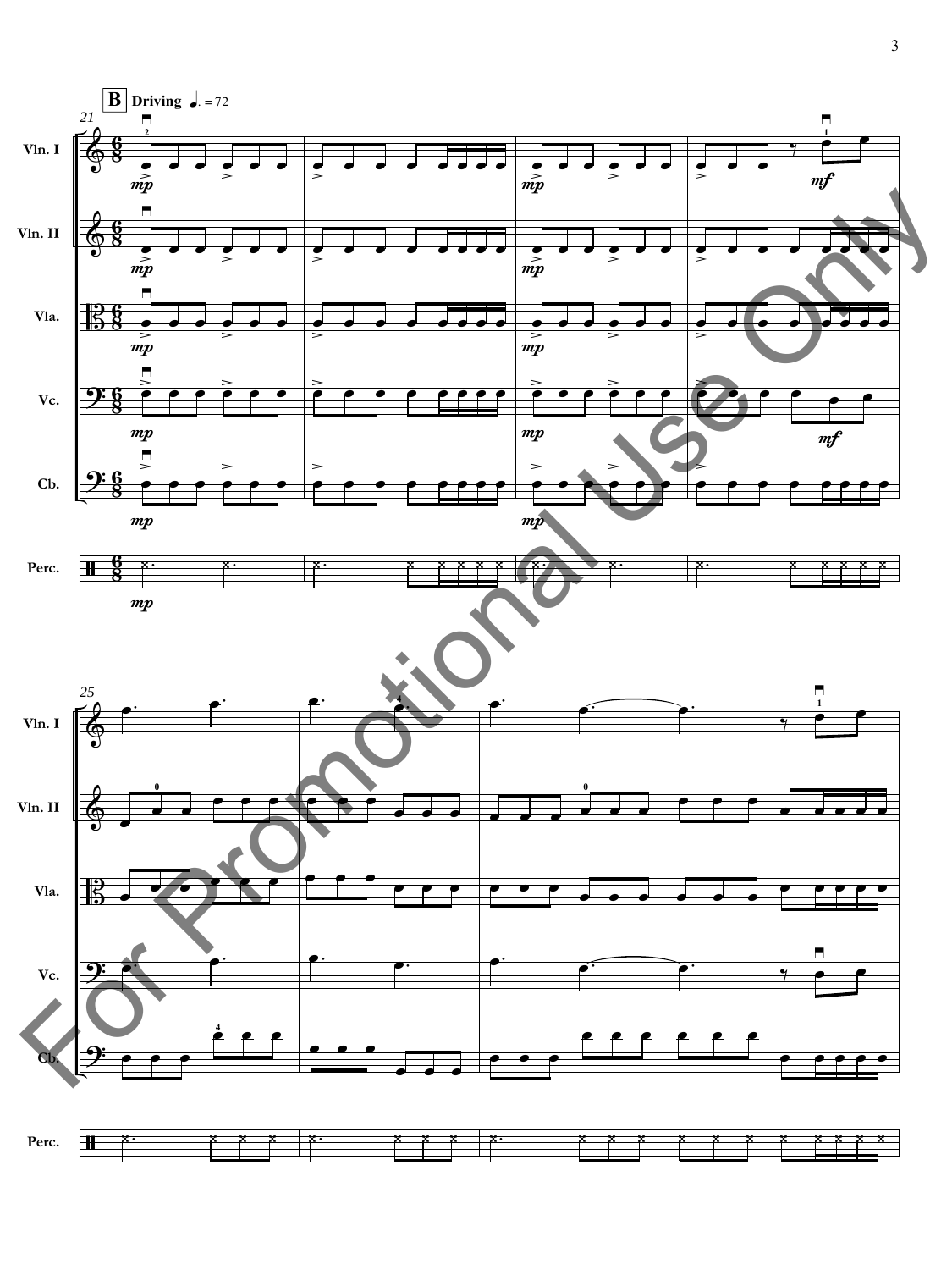**B** **Driving** ♩. = 72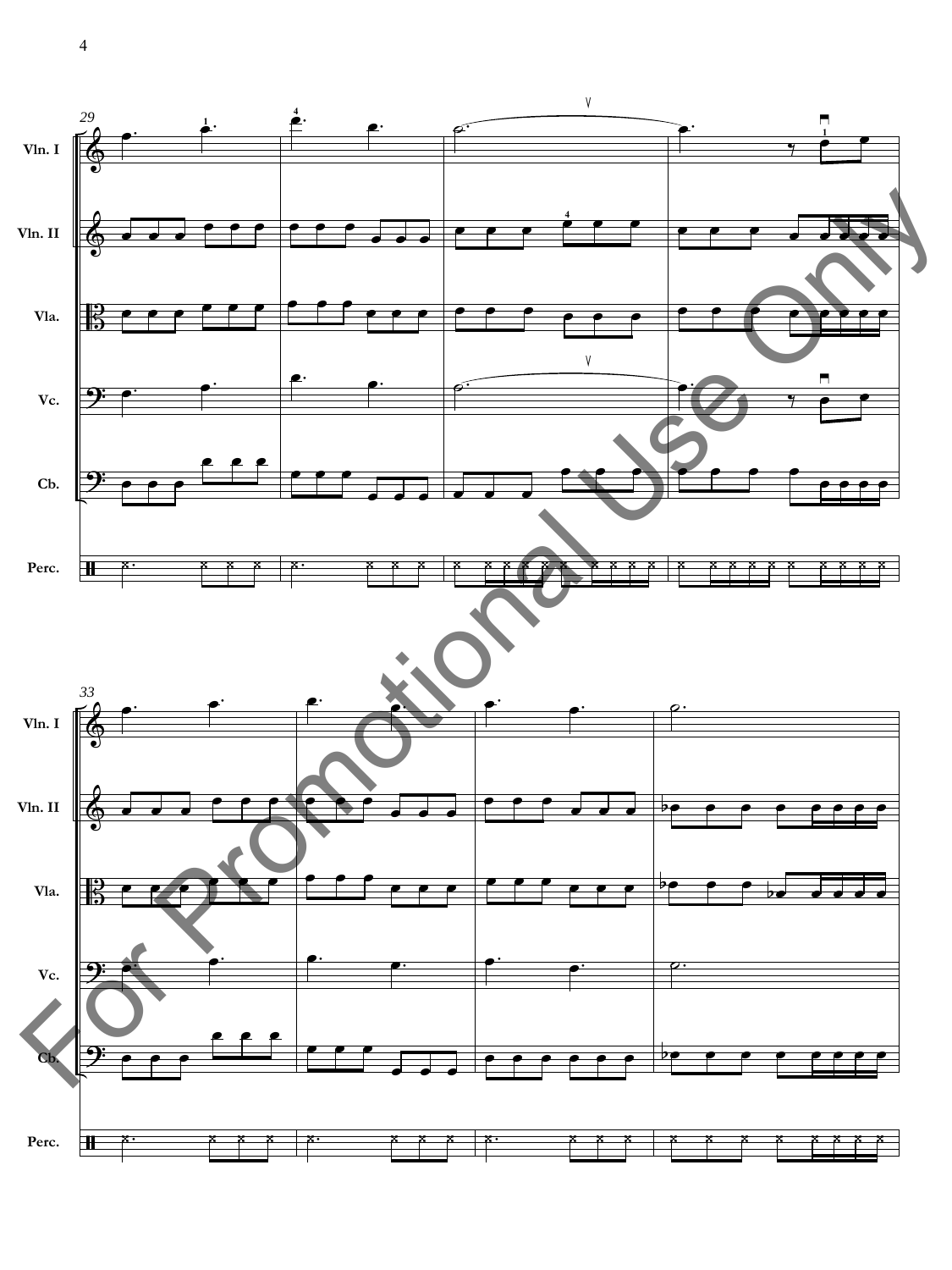29

Vln. I

Vln. II

Vla.

Vc.

Cb.

Perc.

33

Vln. I

Vln. II

Vla.

Vc.

Cb.

Perc.

For Promotional Use Only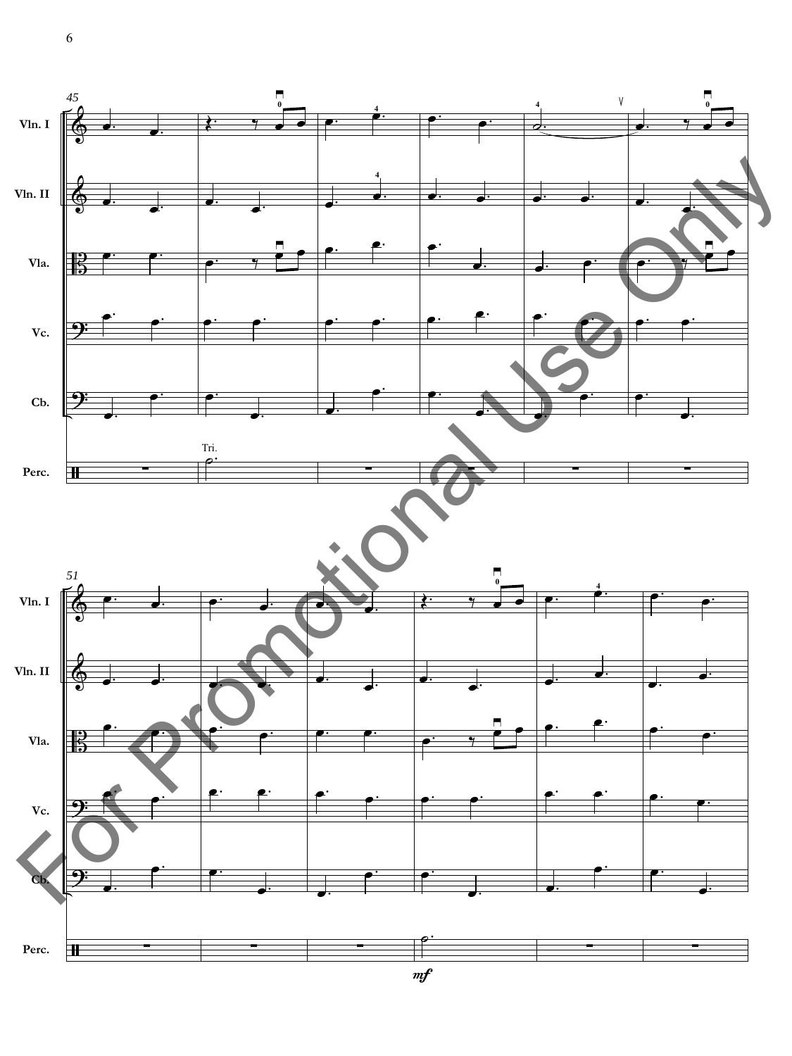45

Vln. I

Vln. II

Vla.

Vc.

Cb.

Perc.

Tri.

51

Vln. I

Vln. II

Vla.

Vc.

Cb.

Perc.

*mf*

For Promotional Use Only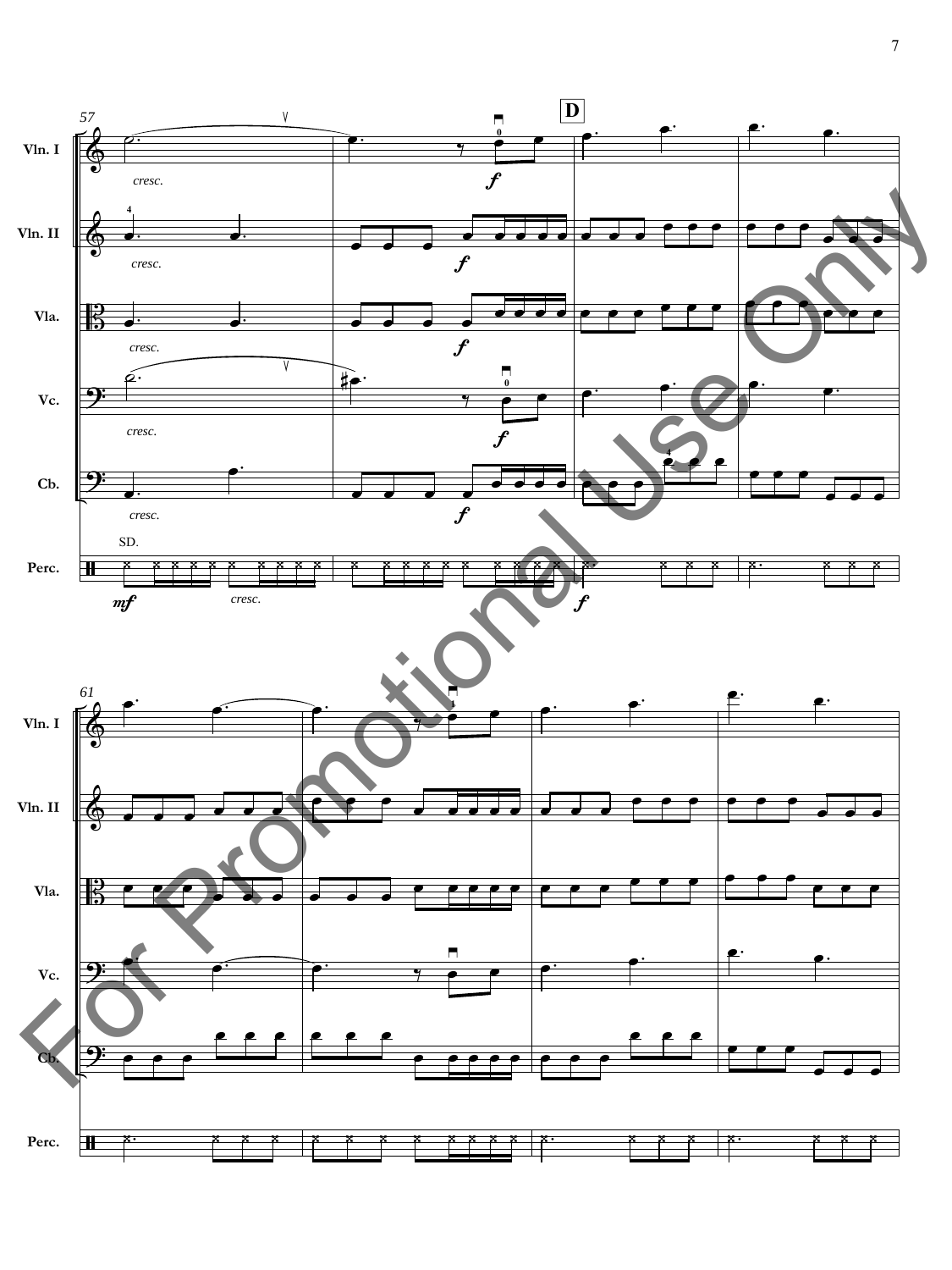57

D

Vln. I

Vln. II

Vla.

Vc.

Cb.

Perc.

*cresc.*

*f*

SD.

*mf*

61

For Promotional Use Only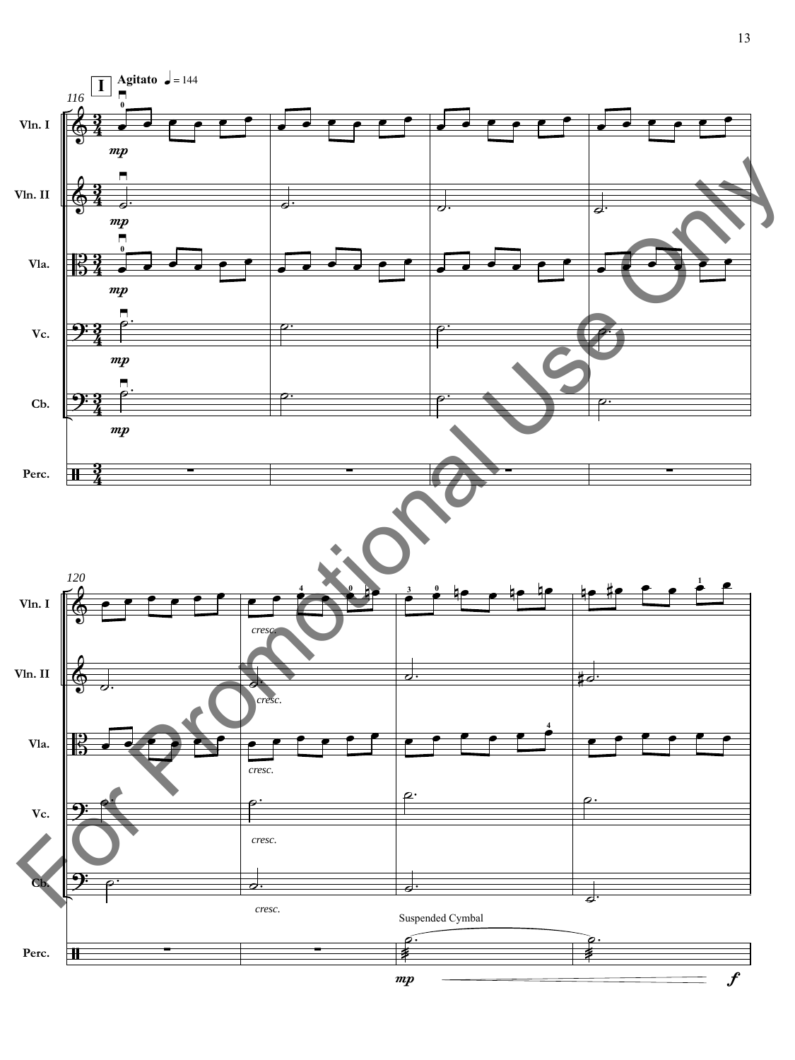**I** **Agitato** ♩ = 144

116

Vln. I

Vln. II

Vla.

Vc.

Cb.

Perc.

*mp*

120

*cresc.*

Suspended Cymbal

*mp* *f*

For Promotional Use Only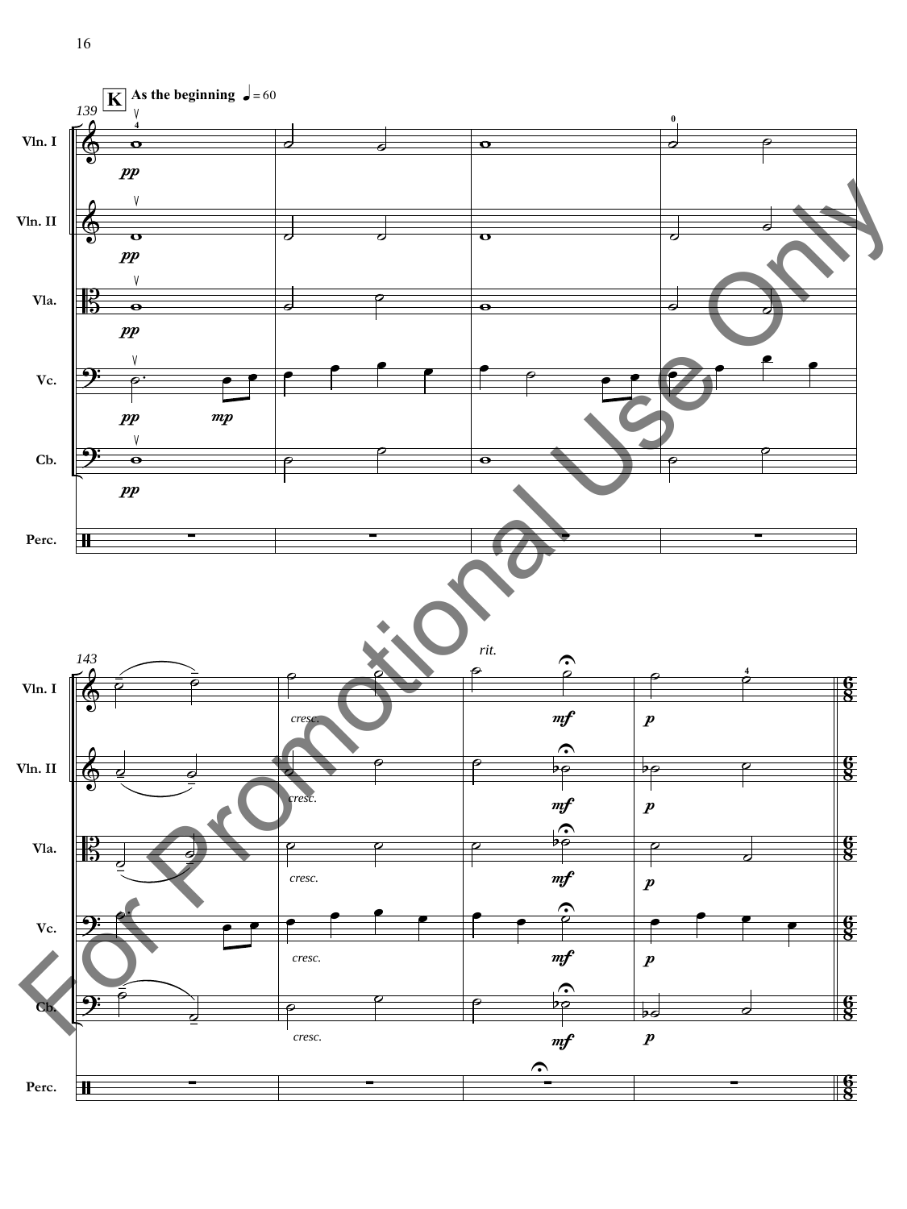**K** **As the beginning** ♩ = 60

139

Vln. I

Vln. II

Vla.

Vc.

Cb.

Perc.

143

*rit.*

Vln. I

Vln. II

Vla.

Vc.

Cb.

Perc.

For Promotional Use Only